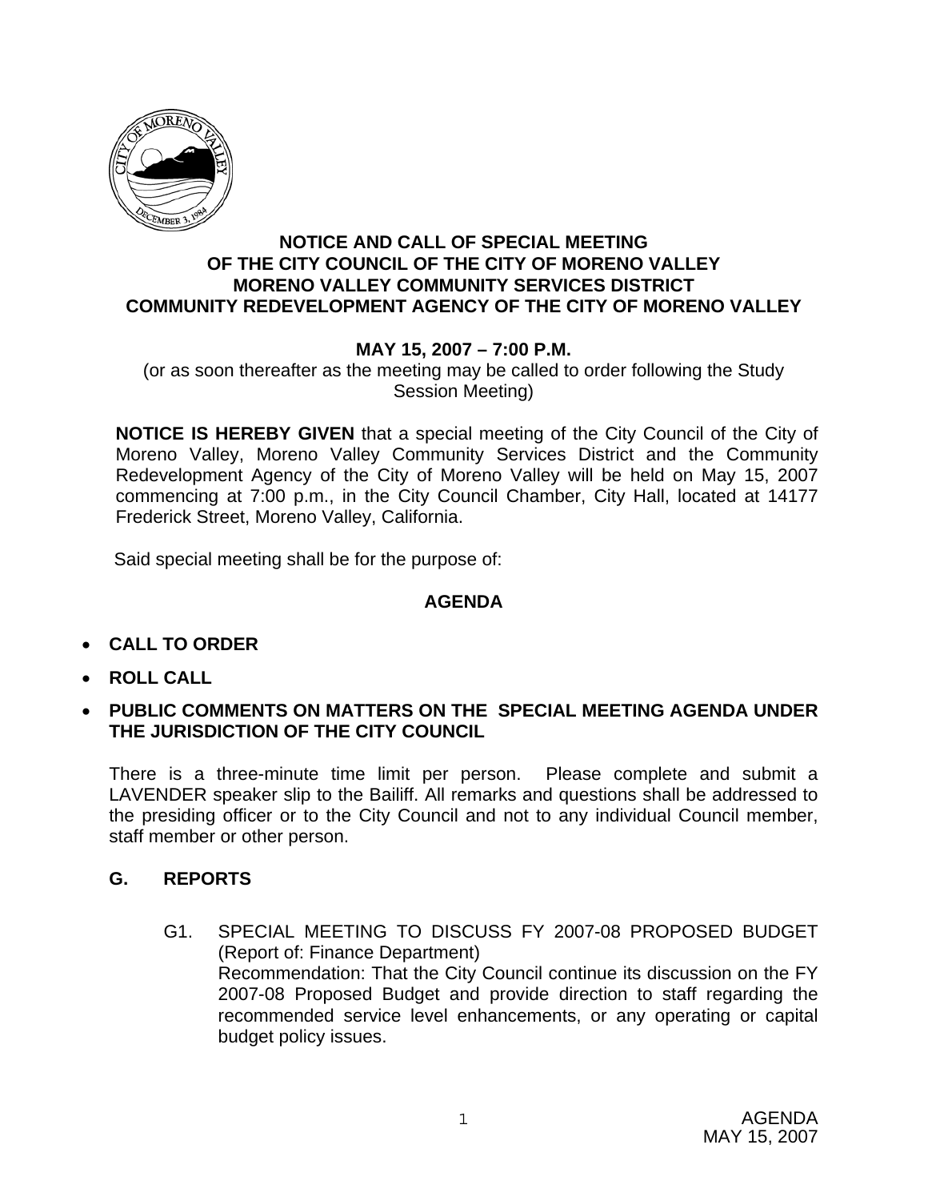**NOTICE AND CALL OF SPECIAL MEETING**
**OF THE CITY COUNCIL OF THE CITY OF MORENO VALLEY**
**MORENO VALLEY COMMUNITY SERVICES DISTRICT**
**COMMUNITY REDEVELOPMENT AGENCY OF THE CITY OF MORENO VALLEY**

**MAY 15, 2007 – 7:00 P.M.**

(or as soon thereafter as the meeting may be called to order following the Study Session Meeting)

**NOTICE IS HEREBY GIVEN** that a special meeting of the City Council of the City of Moreno Valley, Moreno Valley Community Services District and the Community Redevelopment Agency of the City of Moreno Valley will be held on May 15, 2007 commencing at 7:00 p.m., in the City Council Chamber, City Hall, located at 14177 Frederick Street, Moreno Valley, California.

Said special meeting shall be for the purpose of:

**AGENDA**

- **CALL TO ORDER**
- **ROLL CALL**
- **PUBLIC COMMENTS ON MATTERS ON THE SPECIAL MEETING AGENDA UNDER THE JURISDICTION OF THE CITY COUNCIL**

There is a three-minute time limit per person. Please complete and submit a LAVENDER speaker slip to the Bailiff. All remarks and questions shall be addressed to the presiding officer or to the City Council and not to any individual Council member, staff member or other person.

**G. REPORTS**

G1. SPECIAL MEETING TO DISCUSS FY 2007-08 PROPOSED BUDGET (Report of: Finance Department)
Recommendation: That the City Council continue its discussion on the FY 2007-08 Proposed Budget and provide direction to staff regarding the recommended service level enhancements, or any operating or capital budget policy issues.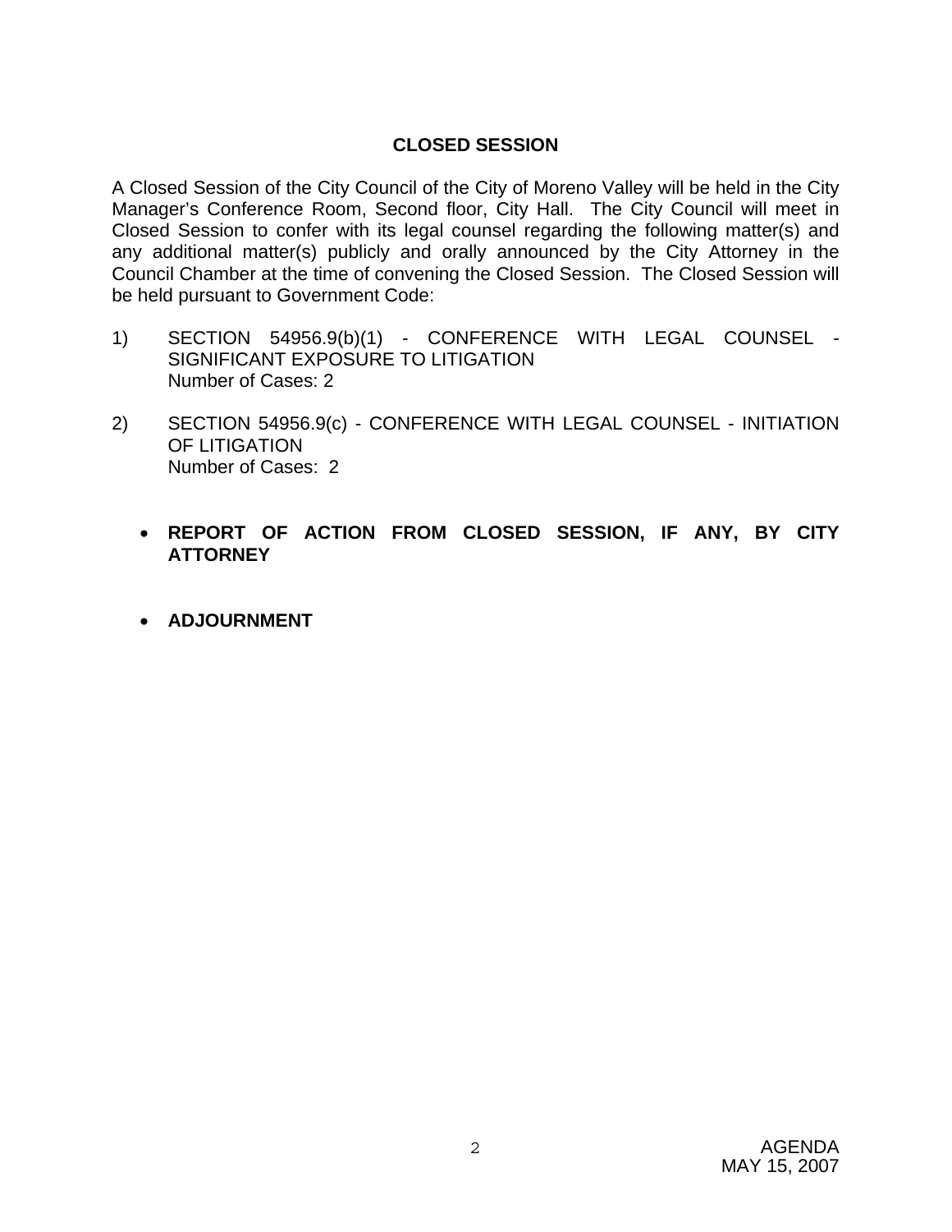## CLOSED SESSION

A Closed Session of the City Council of the City of Moreno Valley will be held in the City Manager's Conference Room, Second floor, City Hall. The City Council will meet in Closed Session to confer with its legal counsel regarding the following matter(s) and any additional matter(s) publicly and orally announced by the City Attorney in the Council Chamber at the time of convening the Closed Session. The Closed Session will be held pursuant to Government Code:

1) SECTION 54956.9(b)(1) - CONFERENCE WITH LEGAL COUNSEL - SIGNIFICANT EXPOSURE TO LITIGATION
   Number of Cases: 2

2) SECTION 54956.9(c) - CONFERENCE WITH LEGAL COUNSEL - INITIATION OF LITIGATION
   Number of Cases: 2

- **REPORT OF ACTION FROM CLOSED SESSION, IF ANY, BY CITY ATTORNEY**

- **ADJOURNMENT**